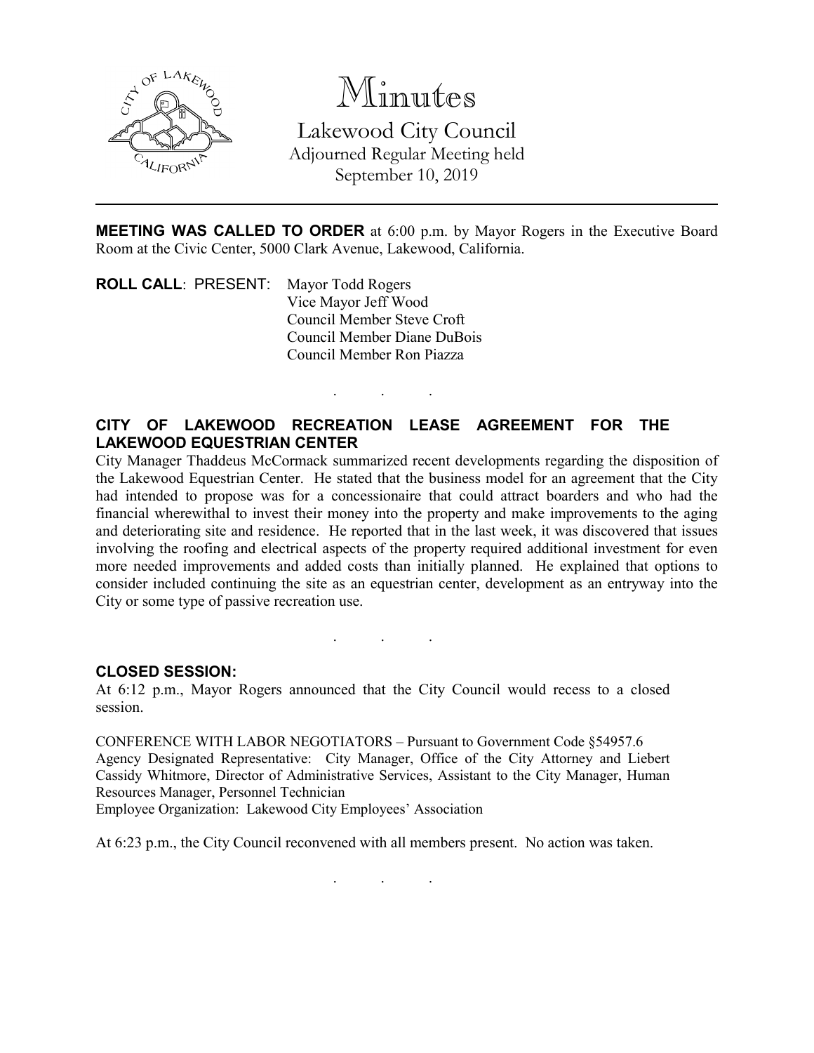# Minutes

## Lakewood City Council

Adjourned Regular Meeting held
September 10, 2019

---

**MEETING WAS CALLED TO ORDER** at 6:00 p.m. by Mayor Rogers in the Executive Board Room at the Civic Center, 5000 Clark Avenue, Lakewood, California.

**ROLL CALL**: PRESENT: Mayor Todd Rogers
Vice Mayor Jeff Wood
Council Member Steve Croft
Council Member Diane DuBois
Council Member Ron Piazza

. . .

**CITY OF LAKEWOOD RECREATION LEASE AGREEMENT FOR THE LAKEWOOD EQUESTRIAN CENTER**

City Manager Thaddeus McCormack summarized recent developments regarding the disposition of the Lakewood Equestrian Center. He stated that the business model for an agreement that the City had intended to propose was for a concessionaire that could attract boarders and who had the financial wherewithal to invest their money into the property and make improvements to the aging and deteriorating site and residence. He reported that in the last week, it was discovered that issues involving the roofing and electrical aspects of the property required additional investment for even more needed improvements and added costs than initially planned. He explained that options to consider included continuing the site as an equestrian center, development as an entryway into the City or some type of passive recreation use.

. . .

**CLOSED SESSION:**

At 6:12 p.m., Mayor Rogers announced that the City Council would recess to a closed session.

CONFERENCE WITH LABOR NEGOTIATORS – Pursuant to Government Code §54957.6
Agency Designated Representative: City Manager, Office of the City Attorney and Liebert Cassidy Whitmore, Director of Administrative Services, Assistant to the City Manager, Human Resources Manager, Personnel Technician
Employee Organization: Lakewood City Employees' Association

At 6:23 p.m., the City Council reconvened with all members present. No action was taken.

. . .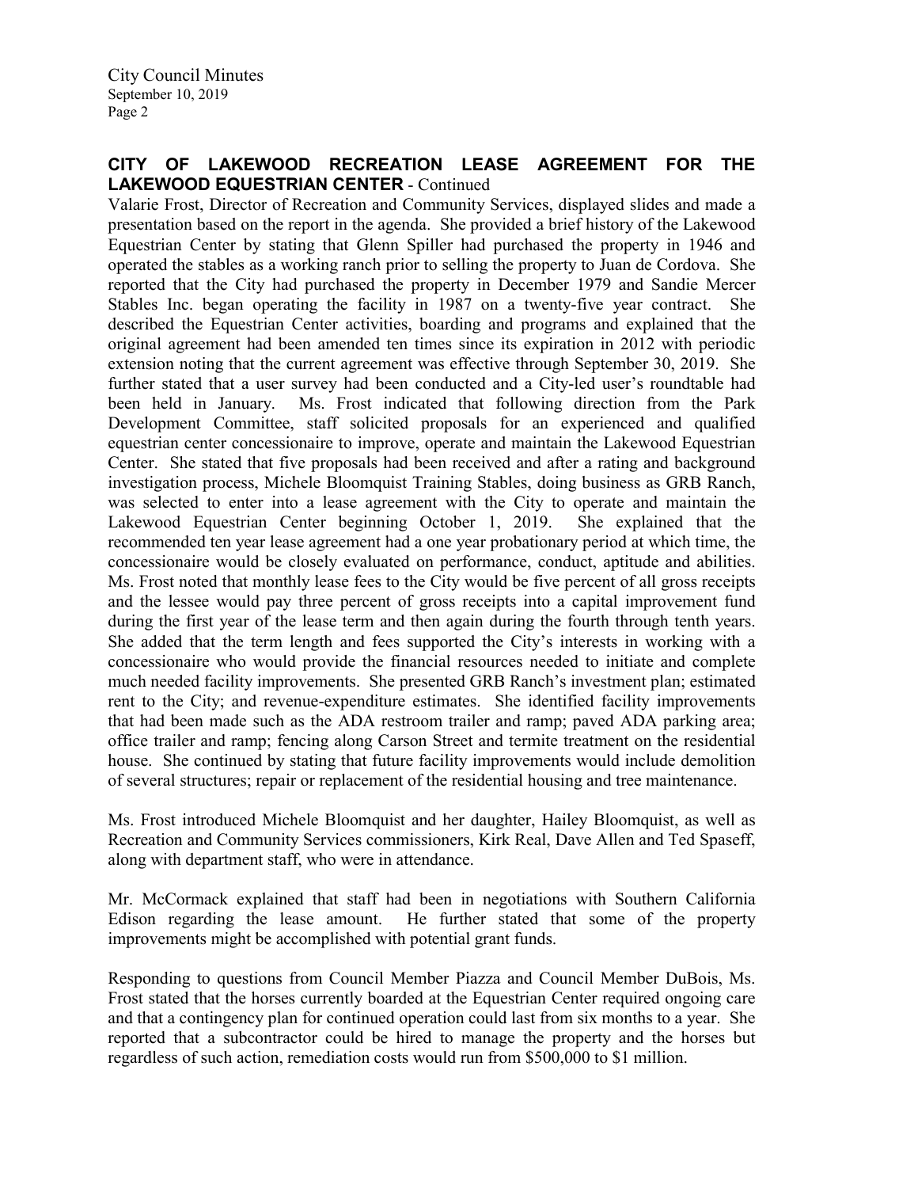## CITY OF LAKEWOOD RECREATION LEASE AGREEMENT FOR THE LAKEWOOD EQUESTRIAN CENTER - Continued

Valarie Frost, Director of Recreation and Community Services, displayed slides and made a presentation based on the report in the agenda. She provided a brief history of the Lakewood Equestrian Center by stating that Glenn Spiller had purchased the property in 1946 and operated the stables as a working ranch prior to selling the property to Juan de Cordova. She reported that the City had purchased the property in December 1979 and Sandie Mercer Stables Inc. began operating the facility in 1987 on a twenty-five year contract. She described the Equestrian Center activities, boarding and programs and explained that the original agreement had been amended ten times since its expiration in 2012 with periodic extension noting that the current agreement was effective through September 30, 2019. She further stated that a user survey had been conducted and a City-led user's roundtable had been held in January. Ms. Frost indicated that following direction from the Park Development Committee, staff solicited proposals for an experienced and qualified equestrian center concessionaire to improve, operate and maintain the Lakewood Equestrian Center. She stated that five proposals had been received and after a rating and background investigation process, Michele Bloomquist Training Stables, doing business as GRB Ranch, was selected to enter into a lease agreement with the City to operate and maintain the Lakewood Equestrian Center beginning October 1, 2019. She explained that the recommended ten year lease agreement had a one year probationary period at which time, the concessionaire would be closely evaluated on performance, conduct, aptitude and abilities. Ms. Frost noted that monthly lease fees to the City would be five percent of all gross receipts and the lessee would pay three percent of gross receipts into a capital improvement fund during the first year of the lease term and then again during the fourth through tenth years. She added that the term length and fees supported the City's interests in working with a concessionaire who would provide the financial resources needed to initiate and complete much needed facility improvements. She presented GRB Ranch's investment plan; estimated rent to the City; and revenue-expenditure estimates. She identified facility improvements that had been made such as the ADA restroom trailer and ramp; paved ADA parking area; office trailer and ramp; fencing along Carson Street and termite treatment on the residential house. She continued by stating that future facility improvements would include demolition of several structures; repair or replacement of the residential housing and tree maintenance.

Ms. Frost introduced Michele Bloomquist and her daughter, Hailey Bloomquist, as well as Recreation and Community Services commissioners, Kirk Real, Dave Allen and Ted Spaseff, along with department staff, who were in attendance.

Mr. McCormack explained that staff had been in negotiations with Southern California Edison regarding the lease amount. He further stated that some of the property improvements might be accomplished with potential grant funds.

Responding to questions from Council Member Piazza and Council Member DuBois, Ms. Frost stated that the horses currently boarded at the Equestrian Center required ongoing care and that a contingency plan for continued operation could last from six months to a year. She reported that a subcontractor could be hired to manage the property and the horses but regardless of such action, remediation costs would run from $500,000 to $1 million.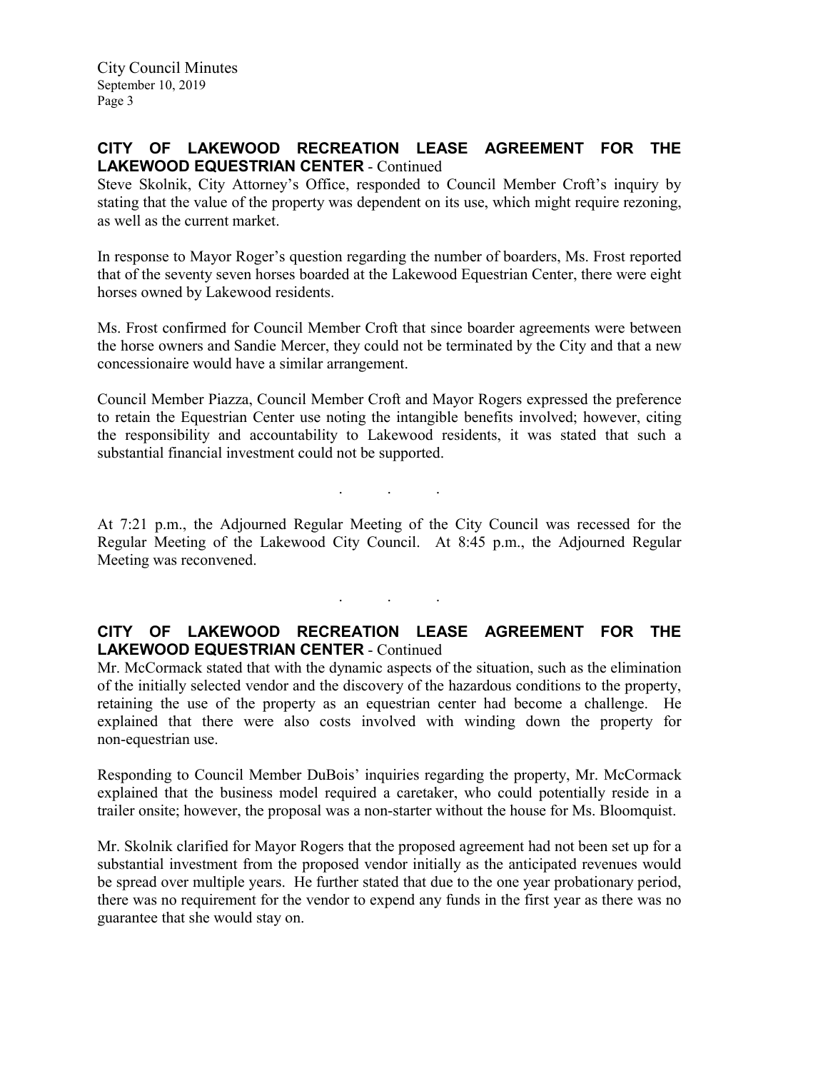**CITY OF LAKEWOOD RECREATION LEASE AGREEMENT FOR THE LAKEWOOD EQUESTRIAN CENTER** - Continued

Steve Skolnik, City Attorney's Office, responded to Council Member Croft's inquiry by stating that the value of the property was dependent on its use, which might require rezoning, as well as the current market.

In response to Mayor Roger's question regarding the number of boarders, Ms. Frost reported that of the seventy seven horses boarded at the Lakewood Equestrian Center, there were eight horses owned by Lakewood residents.

Ms. Frost confirmed for Council Member Croft that since boarder agreements were between the horse owners and Sandie Mercer, they could not be terminated by the City and that a new concessionaire would have a similar arrangement.

Council Member Piazza, Council Member Croft and Mayor Rogers expressed the preference to retain the Equestrian Center use noting the intangible benefits involved; however, citing the responsibility and accountability to Lakewood residents, it was stated that such a substantial financial investment could not be supported.

. . .

At 7:21 p.m., the Adjourned Regular Meeting of the City Council was recessed for the Regular Meeting of the Lakewood City Council. At 8:45 p.m., the Adjourned Regular Meeting was reconvened.

. . .

**CITY OF LAKEWOOD RECREATION LEASE AGREEMENT FOR THE LAKEWOOD EQUESTRIAN CENTER** - Continued

Mr. McCormack stated that with the dynamic aspects of the situation, such as the elimination of the initially selected vendor and the discovery of the hazardous conditions to the property, retaining the use of the property as an equestrian center had become a challenge. He explained that there were also costs involved with winding down the property for non-equestrian use.

Responding to Council Member DuBois' inquiries regarding the property, Mr. McCormack explained that the business model required a caretaker, who could potentially reside in a trailer onsite; however, the proposal was a non-starter without the house for Ms. Bloomquist.

Mr. Skolnik clarified for Mayor Rogers that the proposed agreement had not been set up for a substantial investment from the proposed vendor initially as the anticipated revenues would be spread over multiple years. He further stated that due to the one year probationary period, there was no requirement for the vendor to expend any funds in the first year as there was no guarantee that she would stay on.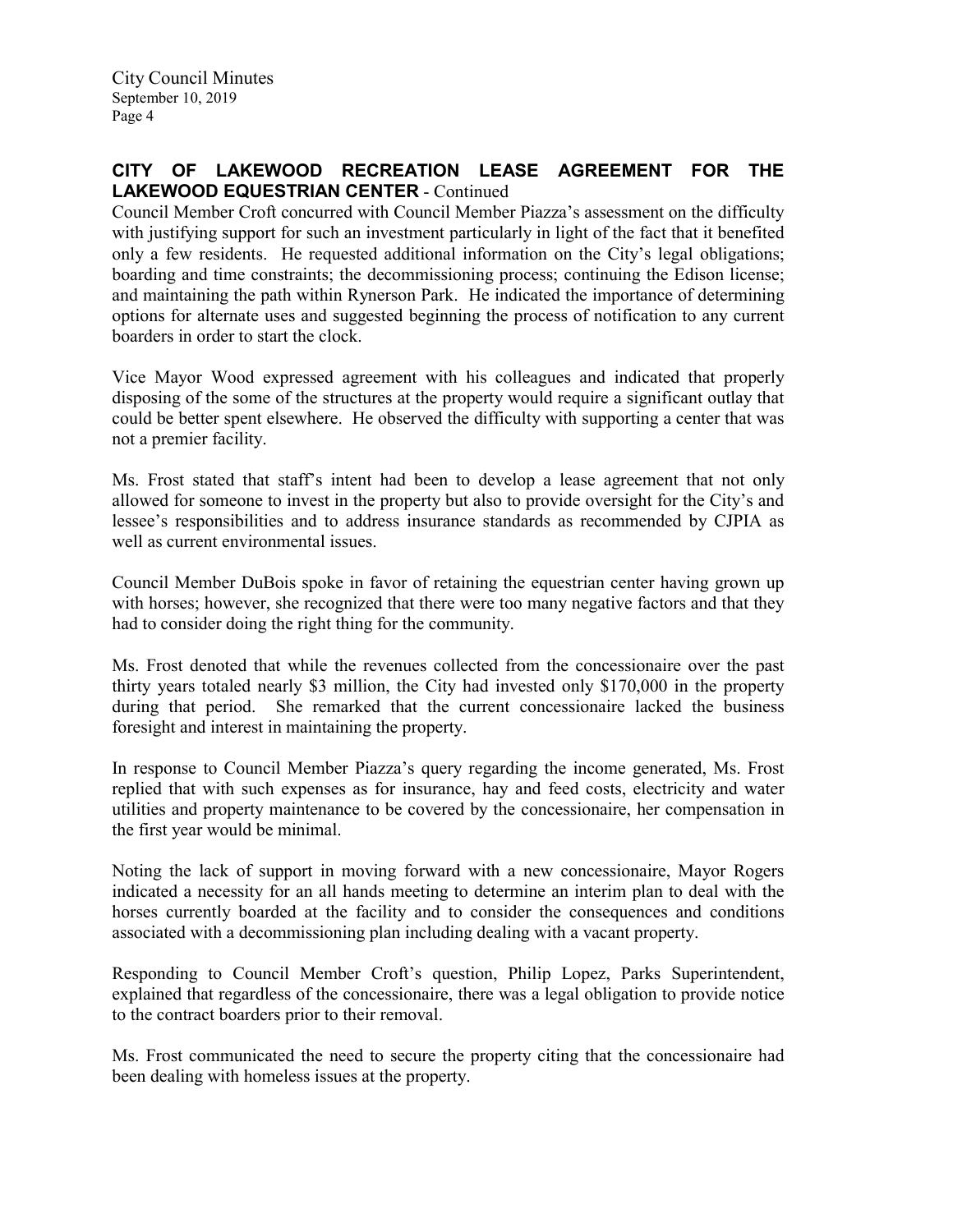## CITY OF LAKEWOOD RECREATION LEASE AGREEMENT FOR THE LAKEWOOD EQUESTRIAN CENTER - Continued

Council Member Croft concurred with Council Member Piazza's assessment on the difficulty with justifying support for such an investment particularly in light of the fact that it benefited only a few residents. He requested additional information on the City's legal obligations; boarding and time constraints; the decommissioning process; continuing the Edison license; and maintaining the path within Rynerson Park. He indicated the importance of determining options for alternate uses and suggested beginning the process of notification to any current boarders in order to start the clock.

Vice Mayor Wood expressed agreement with his colleagues and indicated that properly disposing of the some of the structures at the property would require a significant outlay that could be better spent elsewhere. He observed the difficulty with supporting a center that was not a premier facility.

Ms. Frost stated that staff's intent had been to develop a lease agreement that not only allowed for someone to invest in the property but also to provide oversight for the City's and lessee's responsibilities and to address insurance standards as recommended by CJPIA as well as current environmental issues.

Council Member DuBois spoke in favor of retaining the equestrian center having grown up with horses; however, she recognized that there were too many negative factors and that they had to consider doing the right thing for the community.

Ms. Frost denoted that while the revenues collected from the concessionaire over the past thirty years totaled nearly $3 million, the City had invested only $170,000 in the property during that period. She remarked that the current concessionaire lacked the business foresight and interest in maintaining the property.

In response to Council Member Piazza's query regarding the income generated, Ms. Frost replied that with such expenses as for insurance, hay and feed costs, electricity and water utilities and property maintenance to be covered by the concessionaire, her compensation in the first year would be minimal.

Noting the lack of support in moving forward with a new concessionaire, Mayor Rogers indicated a necessity for an all hands meeting to determine an interim plan to deal with the horses currently boarded at the facility and to consider the consequences and conditions associated with a decommissioning plan including dealing with a vacant property.

Responding to Council Member Croft's question, Philip Lopez, Parks Superintendent, explained that regardless of the concessionaire, there was a legal obligation to provide notice to the contract boarders prior to their removal.

Ms. Frost communicated the need to secure the property citing that the concessionaire had been dealing with homeless issues at the property.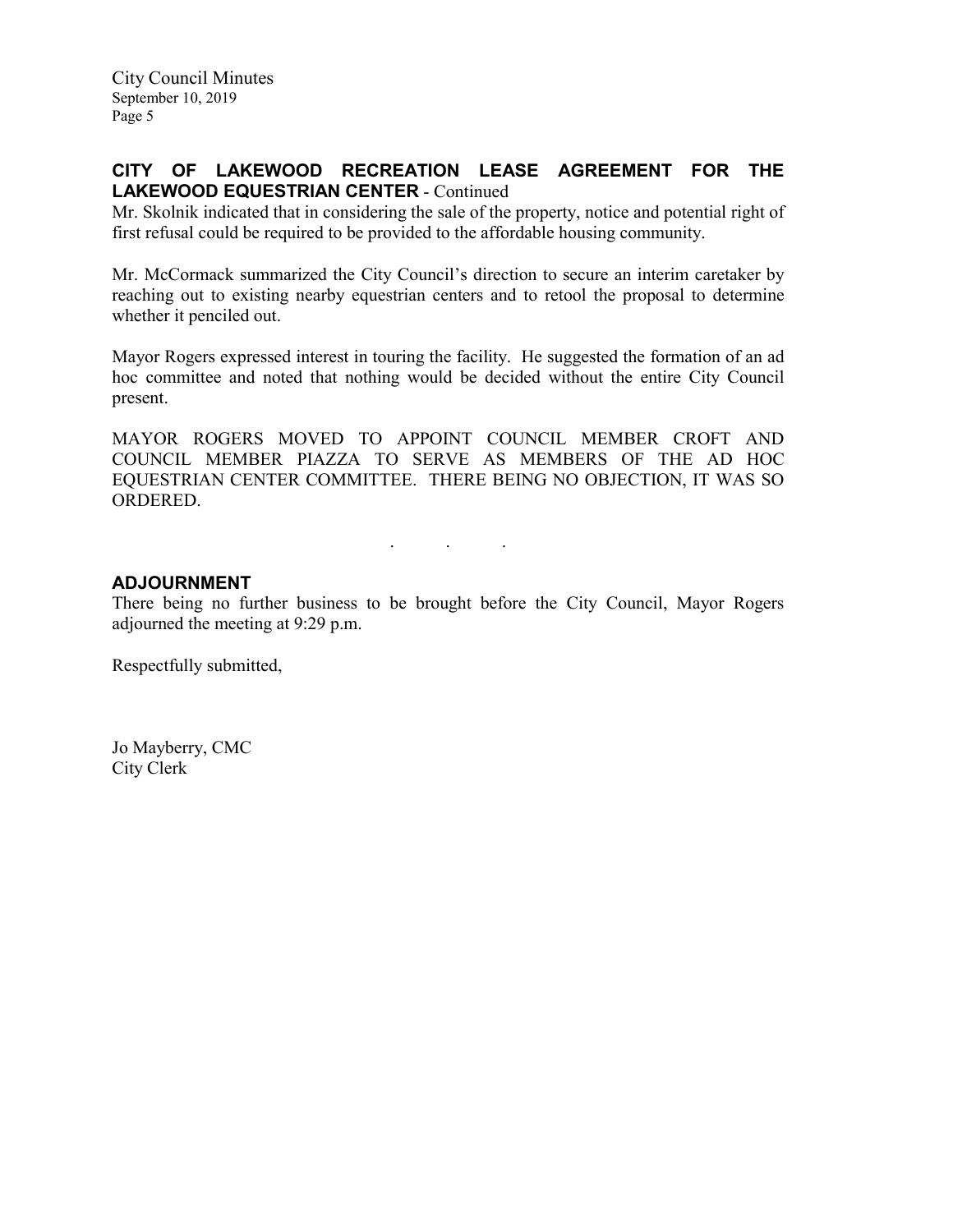## CITY OF LAKEWOOD RECREATION LEASE AGREEMENT FOR THE LAKEWOOD EQUESTRIAN CENTER - Continued

Mr. Skolnik indicated that in considering the sale of the property, notice and potential right of first refusal could be required to be provided to the affordable housing community.

Mr. McCormack summarized the City Council's direction to secure an interim caretaker by reaching out to existing nearby equestrian centers and to retool the proposal to determine whether it penciled out.

Mayor Rogers expressed interest in touring the facility. He suggested the formation of an ad hoc committee and noted that nothing would be decided without the entire City Council present.

MAYOR ROGERS MOVED TO APPOINT COUNCIL MEMBER CROFT AND COUNCIL MEMBER PIAZZA TO SERVE AS MEMBERS OF THE AD HOC EQUESTRIAN CENTER COMMITTEE. THERE BEING NO OBJECTION, IT WAS SO ORDERED.

. . .

## ADJOURNMENT

There being no further business to be brought before the City Council, Mayor Rogers adjourned the meeting at 9:29 p.m.

Respectfully submitted,

Jo Mayberry, CMC
City Clerk